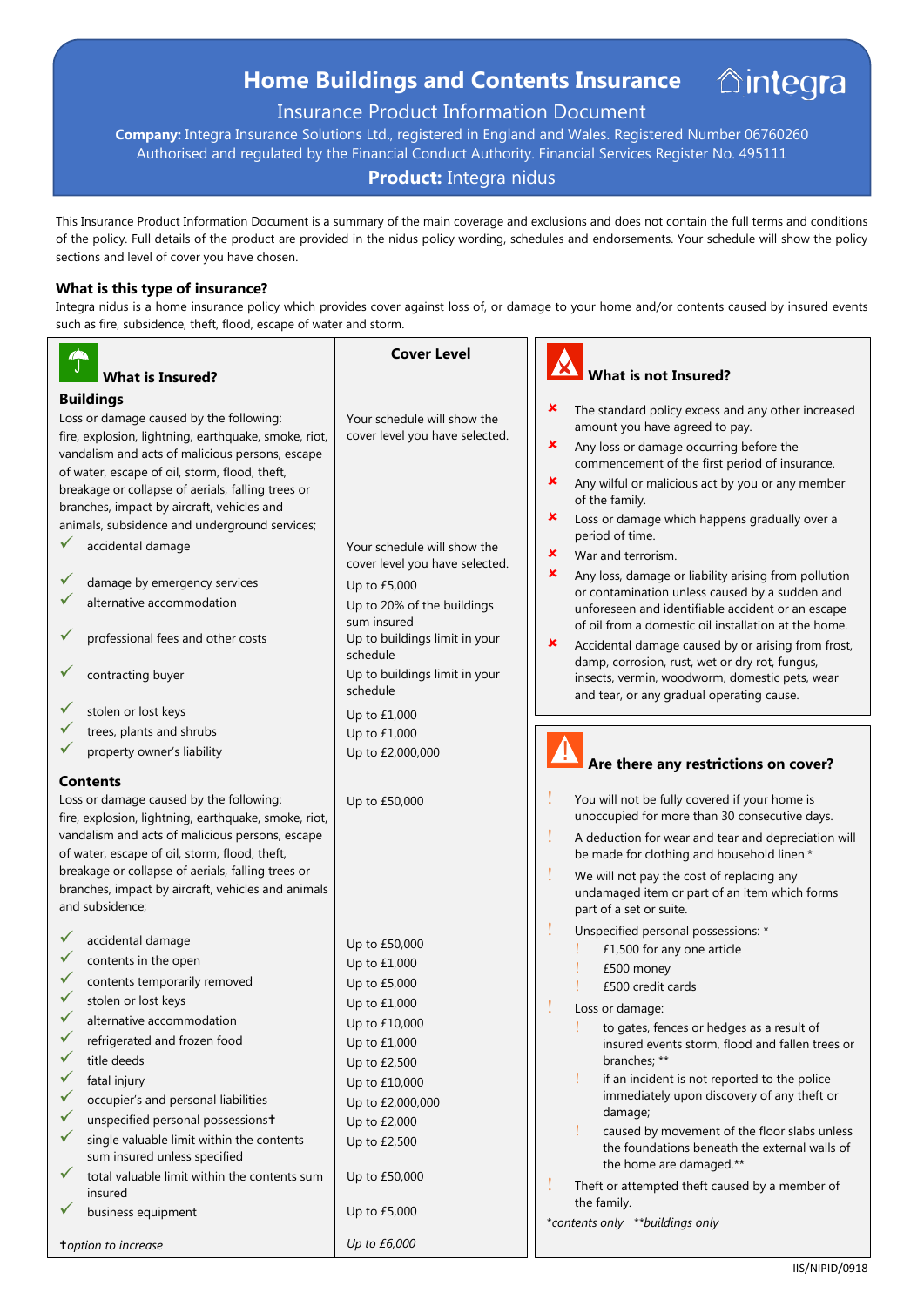# Home Buildings and Contents Insurance

integra

## Insurance Product Information Document

**Company:** Integra Insurance Solutions Ltd., registered in England and Wales. Registered Number 06760260
Authorised and regulated by the Financial Conduct Authority. Financial Services Register No. 495111

**Product:** Integra nidus

This Insurance Product Information Document is a summary of the main coverage and exclusions and does not contain the full terms and conditions of the policy. Full details of the product are provided in the nidus policy wording, schedules and endorsements. Your schedule will show the policy sections and level of cover you have chosen.

### What is this type of insurance?

Integra nidus is a home insurance policy which provides cover against loss of, or damage to your home and/or contents caused by insured events such as fire, subsidence, theft, flood, escape of water and storm.

### What is Insured?

| What is Insured? | Cover Level |
|---|---|
| **Buildings** | |
| Loss or damage caused by the following: fire, explosion, lightning, earthquake, smoke, riot, vandalism and acts of malicious persons, escape of water, escape of oil, storm, flood, theft, breakage or collapse of aerials, falling trees or branches, impact by aircraft, vehicles and animals, subsidence and underground services; | Your schedule will show the cover level you have selected. |
| ✓ accidental damage | Your schedule will show the cover level you have selected. |
| ✓ damage by emergency services | Up to £5,000 |
| ✓ alternative accommodation | Up to 20% of the buildings sum insured |
| ✓ professional fees and other costs | Up to buildings limit in your schedule |
| ✓ contracting buyer | Up to buildings limit in your schedule |
| ✓ stolen or lost keys | Up to £1,000 |
| ✓ trees, plants and shrubs | Up to £1,000 |
| ✓ property owner's liability | Up to £2,000,000 |
| **Contents** | |
| Loss or damage caused by the following: fire, explosion, lightning, earthquake, smoke, riot, vandalism and acts of malicious persons, escape of water, escape of oil, storm, flood, theft, breakage or collapse of aerials, falling trees or branches, impact by aircraft, vehicles and animals and subsidence; | Up to £50,000 |
| ✓ accidental damage | Up to £50,000 |
| ✓ contents in the open | Up to £1,000 |
| ✓ contents temporarily removed | Up to £5,000 |
| ✓ stolen or lost keys | Up to £1,000 |
| ✓ alternative accommodation | Up to £10,000 |
| ✓ refrigerated and frozen food | Up to £1,000 |
| ✓ title deeds | Up to £2,500 |
| ✓ fatal injury | Up to £10,000 |
| ✓ occupier's and personal liabilities | Up to £2,000,000 |
| ✓ unspecified personal possessions† | Up to £2,000 |
| ✓ single valuable limit within the contents sum insured unless specified | Up to £2,500 |
| ✓ total valuable limit within the contents sum insured | Up to £50,000 |
| ✓ business equipment | Up to £5,000 |
| *†option to increase* | *Up to £6,000* |

### What is not Insured?

- ✗ The standard policy excess and any other increased amount you have agreed to pay.
- ✗ Any loss or damage occurring before the commencement of the first period of insurance.
- ✗ Any wilful or malicious act by you or any member of the family.
- ✗ Loss or damage which happens gradually over a period of time.
- ✗ War and terrorism.
- ✗ Any loss, damage or liability arising from pollution or contamination unless caused by a sudden and unforeseen and identifiable accident or an escape of oil from a domestic oil installation at the home.
- ✗ Accidental damage caused by or arising from frost, damp, corrosion, rust, wet or dry rot, fungus, insects, vermin, woodworm, domestic pets, wear and tear, or any gradual operating cause.

### Are there any restrictions on cover?

- ! You will not be fully covered if your home is unoccupied for more than 30 consecutive days.
- ! A deduction for wear and tear and depreciation will be made for clothing and household linen.*
- ! We will not pay the cost of replacing any undamaged item or part of an item which forms part of a set or suite.
- ! Unspecified personal possessions: *
  - ! £1,500 for any one article
  - ! £500 money
  - ! £500 credit cards
- ! Loss or damage:
  - ! to gates, fences or hedges as a result of insured events storm, flood and fallen trees or branches; **
  - ! if an incident is not reported to the police immediately upon discovery of any theft or damage;
  - ! caused by movement of the floor slabs unless the foundations beneath the external walls of the home are damaged.**
- ! Theft or attempted theft caused by a member of the family.

*\*contents only \*\*buildings only*

IIS/NIPID/0918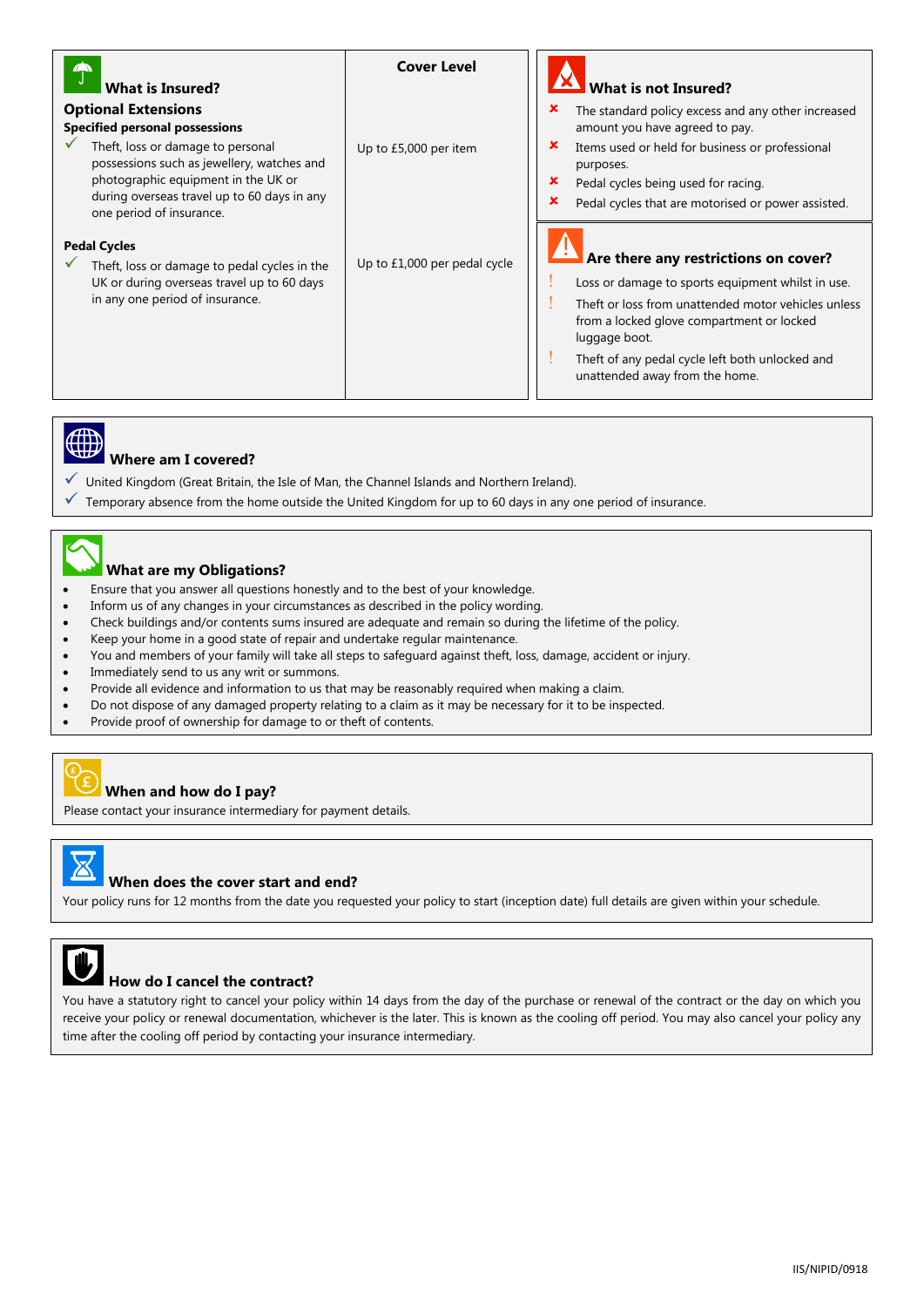## What is Insured?

### Optional Extensions

| What is Insured? | Cover Level |
|---|---|
| **Specified personal possessions** | |
| ✓ Theft, loss or damage to personal possessions such as jewellery, watches and photographic equipment in the UK or during overseas travel up to 60 days in any one period of insurance. | Up to £5,000 per item |
| **Pedal Cycles** | |
| ✓ Theft, loss or damage to pedal cycles in the UK or during overseas travel up to 60 days in any one period of insurance. | Up to £1,000 per pedal cycle |

## What is not Insured?

- ✘ The standard policy excess and any other increased amount you have agreed to pay.
- ✘ Items used or held for business or professional purposes.
- ✘ Pedal cycles being used for racing.
- ✘ Pedal cycles that are motorised or power assisted.

## Are there any restrictions on cover?

- ! Loss or damage to sports equipment whilst in use.
- ! Theft or loss from unattended motor vehicles unless from a locked glove compartment or locked luggage boot.
- ! Theft of any pedal cycle left both unlocked and unattended away from the home.

## Where am I covered?

- ✓ United Kingdom (Great Britain, the Isle of Man, the Channel Islands and Northern Ireland).
- ✓ Temporary absence from the home outside the United Kingdom for up to 60 days in any one period of insurance.

## What are my Obligations?

- Ensure that you answer all questions honestly and to the best of your knowledge.
- Inform us of any changes in your circumstances as described in the policy wording.
- Check buildings and/or contents sums insured are adequate and remain so during the lifetime of the policy.
- Keep your home in a good state of repair and undertake regular maintenance.
- You and members of your family will take all steps to safeguard against theft, loss, damage, accident or injury.
- Immediately send to us any writ or summons.
- Provide all evidence and information to us that may be reasonably required when making a claim.
- Do not dispose of any damaged property relating to a claim as it may be necessary for it to be inspected.
- Provide proof of ownership for damage to or theft of contents.

## When and how do I pay?

Please contact your insurance intermediary for payment details.

## When does the cover start and end?

Your policy runs for 12 months from the date you requested your policy to start (inception date) full details are given within your schedule.

## How do I cancel the contract?

You have a statutory right to cancel your policy within 14 days from the day of the purchase or renewal of the contract or the day on which you receive your policy or renewal documentation, whichever is the later. This is known as the cooling off period. You may also cancel your policy any time after the cooling off period by contacting your insurance intermediary.

IIS/NIPID/0918